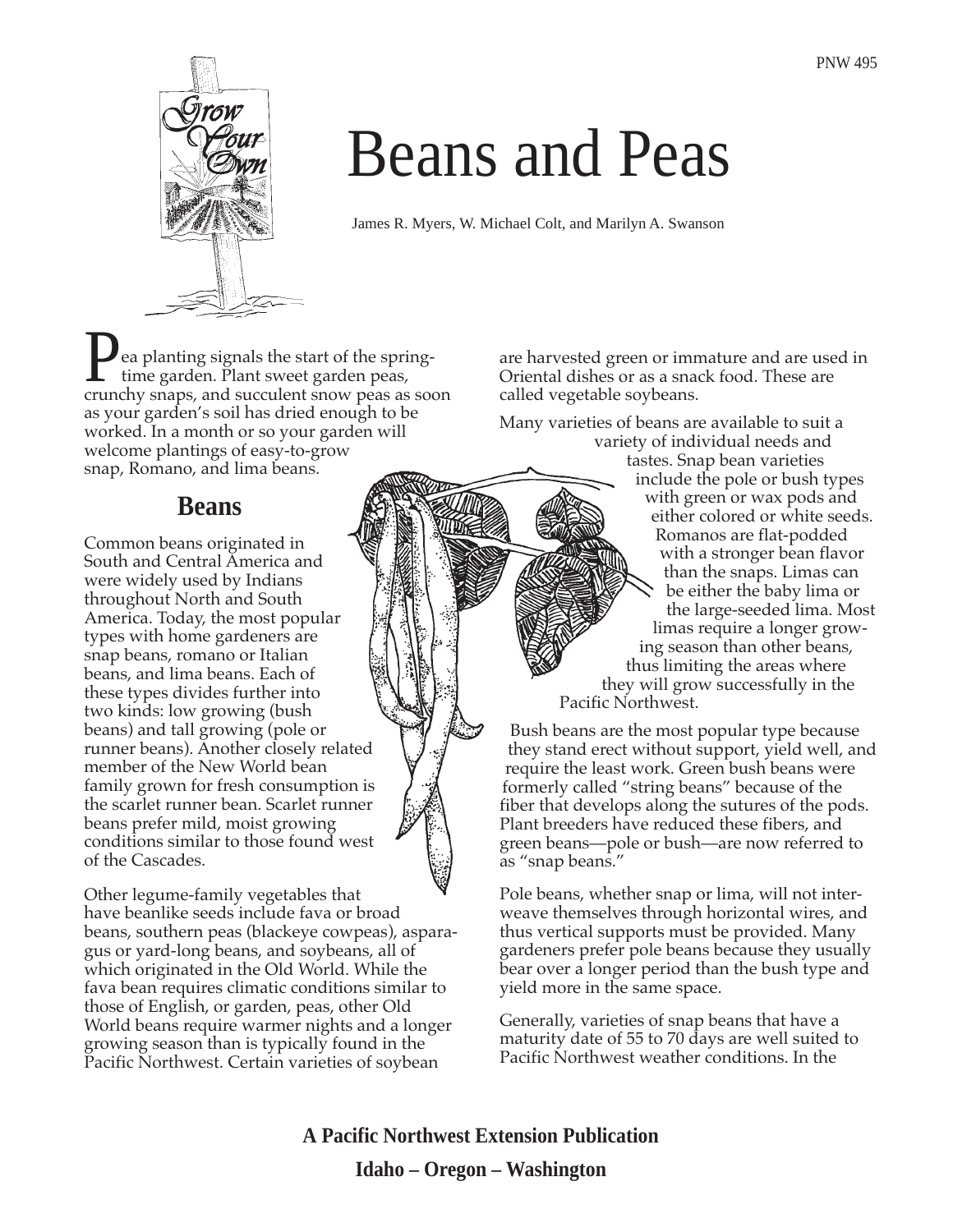# Beans and Peas

James R. Myers, W. Michael Colt, and Marilyn A. Swanson

Pea planting signals the start of the springtime garden. Plant sweet garden peas, crunchy snaps, and succulent snow peas as soon as your garden's soil has dried enough to be worked. In a month or so your garden will welcome plantings of easy-to-grow snap, Romano, and lima beans.

## Beans

Common beans originated in South and Central America and were widely used by Indians throughout North and South America. Today, the most popular types with home gardeners are snap beans, romano or Italian beans, and lima beans. Each of these types divides further into two kinds: low growing (bush beans) and tall growing (pole or runner beans). Another closely related member of the New World bean family grown for fresh consumption is the scarlet runner bean. Scarlet runner beans prefer mild, moist growing conditions similar to those found west of the Cascades.

Other legume-family vegetables that have beanlike seeds include fava or broad beans, southern peas (blackeye cowpeas), asparagus or yard-long beans, and soybeans, all of which originated in the Old World. While the fava bean requires climatic conditions similar to those of English, or garden, peas, other Old World beans require warmer nights and a longer growing season than is typically found in the Pacific Northwest. Certain varieties of soybean are harvested green or immature and are used in Oriental dishes or as a snack food. These are called vegetable soybeans.

Many varieties of beans are available to suit a variety of individual needs and tastes. Snap bean varieties include the pole or bush types with green or wax pods and either colored or white seeds. Romanos are flat-podded with a stronger bean flavor than the snaps. Limas can be either the baby lima or the large-seeded lima. Most limas require a longer growing season than other beans, thus limiting the areas where they will grow successfully in the Pacific Northwest.

Bush beans are the most popular type because they stand erect without support, yield well, and require the least work. Green bush beans were formerly called "string beans" because of the fiber that develops along the sutures of the pods. Plant breeders have reduced these fibers, and green beans—pole or bush—are now referred to as "snap beans."

Pole beans, whether snap or lima, will not interweave themselves through horizontal wires, and thus vertical supports must be provided. Many gardeners prefer pole beans because they usually bear over a longer period than the bush type and yield more in the same space.

Generally, varieties of snap beans that have a maturity date of 55 to 70 days are well suited to Pacific Northwest weather conditions. In the

**A Pacific Northwest Extension Publication**

**Idaho – Oregon – Washington**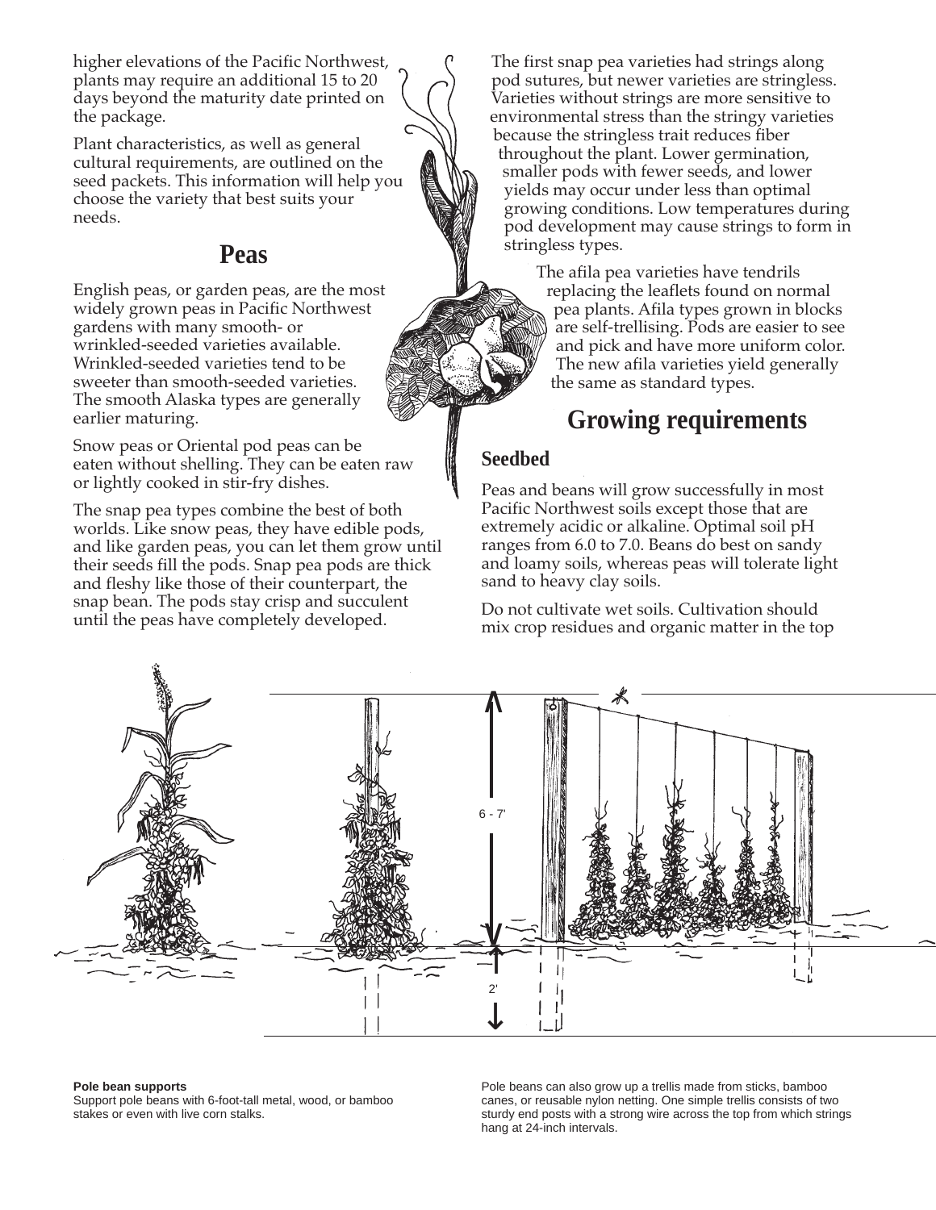higher elevations of the Pacific Northwest, plants may require an additional 15 to 20 days beyond the maturity date printed on the package.

Plant characteristics, as well as general cultural requirements, are outlined on the seed packets. This information will help you choose the variety that best suits your needs.

## Peas

English peas, or garden peas, are the most widely grown peas in Pacific Northwest gardens with many smooth- or wrinkled-seeded varieties available. Wrinkled-seeded varieties tend to be sweeter than smooth-seeded varieties. The smooth Alaska types are generally earlier maturing.

Snow peas or Oriental pod peas can be eaten without shelling. They can be eaten raw or lightly cooked in stir-fry dishes.

The snap pea types combine the best of both worlds. Like snow peas, they have edible pods, and like garden peas, you can let them grow until their seeds fill the pods. Snap pea pods are thick and fleshy like those of their counterpart, the snap bean. The pods stay crisp and succulent until the peas have completely developed.

The first snap pea varieties had strings along pod sutures, but newer varieties are stringless. Varieties without strings are more sensitive to environmental stress than the stringy varieties because the stringless trait reduces fiber throughout the plant. Lower germination, smaller pods with fewer seeds, and lower yields may occur under less than optimal growing conditions. Low temperatures during pod development may cause strings to form in stringless types.

The afila pea varieties have tendrils replacing the leaflets found on normal pea plants. Afila types grown in blocks are self-trellising. Pods are easier to see and pick and have more uniform color. The new afila varieties yield generally the same as standard types.

## Growing requirements

### Seedbed

Peas and beans will grow successfully in most Pacific Northwest soils except those that are extremely acidic or alkaline. Optimal soil pH ranges from 6.0 to 7.0. Beans do best on sandy and loamy soils, whereas peas will tolerate light sand to heavy clay soils.

Do not cultivate wet soils. Cultivation should mix crop residues and organic matter in the top

**Pole bean supports**
Support pole beans with 6-foot-tall metal, wood, or bamboo stakes or even with live corn stalks.

Pole beans can also grow up a trellis made from sticks, bamboo canes, or reusable nylon netting. One simple trellis consists of two sturdy end posts with a strong wire across the top from which strings hang at 24-inch intervals.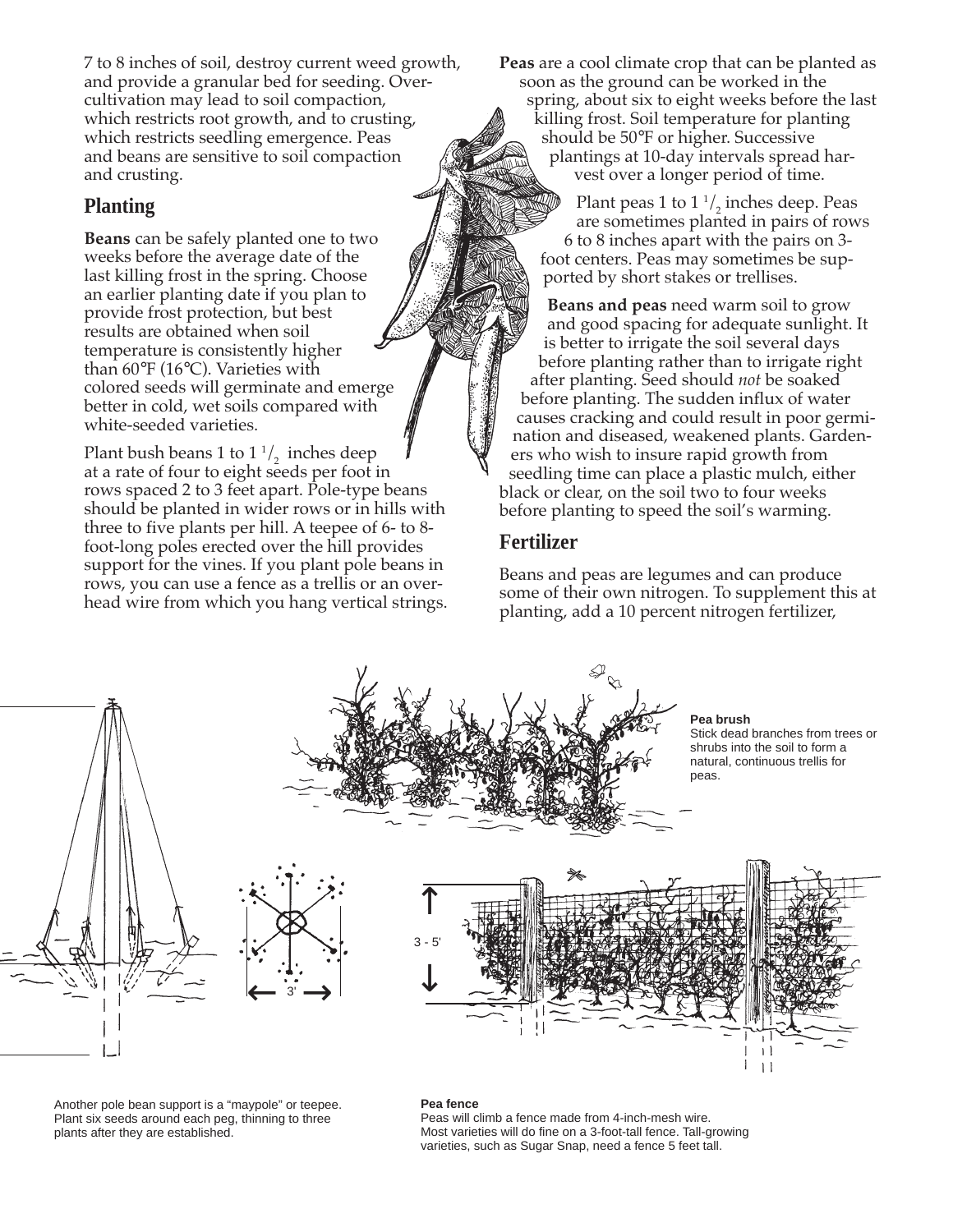7 to 8 inches of soil, destroy current weed growth, and provide a granular bed for seeding. Overcultivation may lead to soil compaction, which restricts root growth, and to crusting, which restricts seedling emergence. Peas and beans are sensitive to soil compaction and crusting.

## Planting

**Beans** can be safely planted one to two weeks before the average date of the last killing frost in the spring. Choose an earlier planting date if you plan to provide frost protection, but best results are obtained when soil temperature is consistently higher than 60°F (16°C). Varieties with colored seeds will germinate and emerge better in cold, wet soils compared with white-seeded varieties.

Plant bush beans 1 to 1 $^1/_2$ inches deep at a rate of four to eight seeds per foot in rows spaced 2 to 3 feet apart. Pole-type beans should be planted in wider rows or in hills with three to five plants per hill. A teepee of 6- to 8-foot-long poles erected over the hill provides support for the vines. If you plant pole beans in rows, you can use a fence as a trellis or an overhead wire from which you hang vertical strings.

**Peas** are a cool climate crop that can be planted as soon as the ground can be worked in the spring, about six to eight weeks before the last killing frost. Soil temperature for planting should be 50°F or higher. Successive plantings at 10-day intervals spread harvest over a longer period of time.

Plant peas 1 to 1 $^1/_2$ inches deep. Peas are sometimes planted in pairs of rows 6 to 8 inches apart with the pairs on 3-foot centers. Peas may sometimes be supported by short stakes or trellises.

**Beans and peas** need warm soil to grow and good spacing for adequate sunlight. It is better to irrigate the soil several days before planting rather than to irrigate right after planting. Seed should *not* be soaked before planting. The sudden influx of water causes cracking and could result in poor germination and diseased, weakened plants. Gardeners who wish to insure rapid growth from seedling time can place a plastic mulch, either black or clear, on the soil two to four weeks before planting to speed the soil's warming.

## Fertilizer

Beans and peas are legumes and can produce some of their own nitrogen. To supplement this at planting, add a 10 percent nitrogen fertilizer,

**Pea brush**
Stick dead branches from trees or shrubs into the soil to form a natural, continuous trellis for peas.

3'

3 - 5'

Another pole bean support is a "maypole" or teepee. Plant six seeds around each peg, thinning to three plants after they are established.

**Pea fence**
Peas will climb a fence made from 4-inch-mesh wire. Most varieties will do fine on a 3-foot-tall fence. Tall-growing varieties, such as Sugar Snap, need a fence 5 feet tall.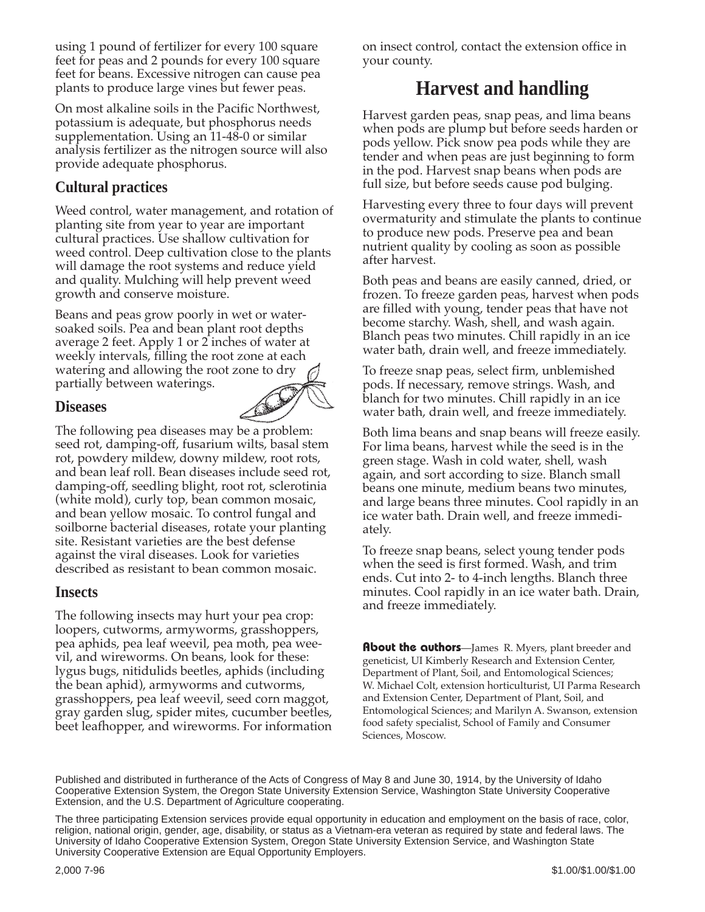using 1 pound of fertilizer for every 100 square feet for peas and 2 pounds for every 100 square feet for beans. Excessive nitrogen can cause pea plants to produce large vines but fewer peas.

On most alkaline soils in the Pacific Northwest, potassium is adequate, but phosphorus needs supplementation. Using an 11-48-0 or similar analysis fertilizer as the nitrogen source will also provide adequate phosphorus.

### Cultural practices

Weed control, water management, and rotation of planting site from year to year are important cultural practices. Use shallow cultivation for weed control. Deep cultivation close to the plants will damage the root systems and reduce yield and quality. Mulching will help prevent weed growth and conserve moisture.

Beans and peas grow poorly in wet or water-soaked soils. Pea and bean plant root depths average 2 feet. Apply 1 or 2 inches of water at weekly intervals, filling the root zone at each watering and allowing the root zone to dry partially between waterings.

### Diseases

The following pea diseases may be a problem: seed rot, damping-off, fusarium wilts, basal stem rot, powdery mildew, downy mildew, root rots, and bean leaf roll. Bean diseases include seed rot, damping-off, seedling blight, root rot, sclerotinia (white mold), curly top, bean common mosaic, and bean yellow mosaic. To control fungal and soilborne bacterial diseases, rotate your planting site. Resistant varieties are the best defense against the viral diseases. Look for varieties described as resistant to bean common mosaic.

### Insects

The following insects may hurt your pea crop: loopers, cutworms, armyworms, grasshoppers, pea aphids, pea leaf weevil, pea moth, pea weevil, and wireworms. On beans, look for these: lygus bugs, nitidulids beetles, aphids (including the bean aphid), armyworms and cutworms, grasshoppers, pea leaf weevil, seed corn maggot, gray garden slug, spider mites, cucumber beetles, beet leafhopper, and wireworms. For information on insect control, contact the extension office in your county.

## Harvest and handling

Harvest garden peas, snap peas, and lima beans when pods are plump but before seeds harden or pods yellow. Pick snow pea pods while they are tender and when peas are just beginning to form in the pod. Harvest snap beans when pods are full size, but before seeds cause pod bulging.

Harvesting every three to four days will prevent overmaturity and stimulate the plants to continue to produce new pods. Preserve pea and bean nutrient quality by cooling as soon as possible after harvest.

Both peas and beans are easily canned, dried, or frozen. To freeze garden peas, harvest when pods are filled with young, tender peas that have not become starchy. Wash, shell, and wash again. Blanch peas two minutes. Chill rapidly in an ice water bath, drain well, and freeze immediately.

To freeze snap peas, select firm, unblemished pods. If necessary, remove strings. Wash, and blanch for two minutes. Chill rapidly in an ice water bath, drain well, and freeze immediately.

Both lima beans and snap beans will freeze easily. For lima beans, harvest while the seed is in the green stage. Wash in cold water, shell, wash again, and sort according to size. Blanch small beans one minute, medium beans two minutes, and large beans three minutes. Cool rapidly in an ice water bath. Drain well, and freeze immediately.

To freeze snap beans, select young tender pods when the seed is first formed. Wash, and trim ends. Cut into 2- to 4-inch lengths. Blanch three minutes. Cool rapidly in an ice water bath. Drain, and freeze immediately.

**About the authors**—James R. Myers, plant breeder and geneticist, UI Kimberly Research and Extension Center, Department of Plant, Soil, and Entomological Sciences; W. Michael Colt, extension horticulturist, UI Parma Research and Extension Center, Department of Plant, Soil, and Entomological Sciences; and Marilyn A. Swanson, extension food safety specialist, School of Family and Consumer Sciences, Moscow.

Published and distributed in furtherance of the Acts of Congress of May 8 and June 30, 1914, by the University of Idaho Cooperative Extension System, the Oregon State University Extension Service, Washington State University Cooperative Extension, and the U.S. Department of Agriculture cooperating.

The three participating Extension services provide equal opportunity in education and employment on the basis of race, color, religion, national origin, gender, age, disability, or status as a Vietnam-era veteran as required by state and federal laws. The University of Idaho Cooperative Extension System, Oregon State University Extension Service, and Washington State University Cooperative Extension are Equal Opportunity Employers.

2,000 7-96 $1.00/$1.00/$1.00